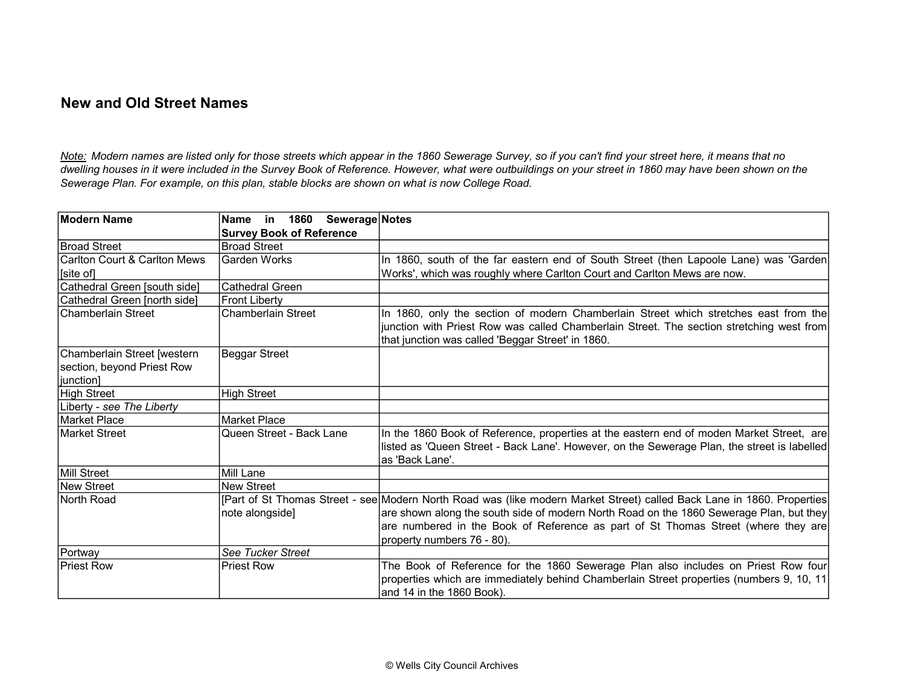## New and Old Street Names

*__Note:__ Modern names are listed only for those streets which appear in the 1860 Sewerage Survey, so if you can't find your street here, it means that no dwelling houses in it were included in the Survey Book of Reference. However, what were outbuildings on your street in 1860 may have been shown on the Sewerage Plan. For example, on this plan, stable blocks are shown on what is now College Road.*

| Modern Name | Name in 1860 Sewerage Survey Book of Reference | Notes |
|---|---|---|
| Broad Street | Broad Street | |
| Carlton Court & Carlton Mews [site of] | Garden Works | In 1860, south of the far eastern end of South Street (then Lapoole Lane) was 'Garden Works', which was roughly where Carlton Court and Carlton Mews are now. |
| Cathedral Green [south side] | Cathedral Green | |
| Cathedral Green [north side] | Front Liberty | |
| Chamberlain Street | Chamberlain Street | In 1860, only the section of modern Chamberlain Street which stretches east from the junction with Priest Row was called Chamberlain Street. The section stretching west from that junction was called 'Beggar Street' in 1860. |
| Chamberlain Street [western section, beyond Priest Row junction] | Beggar Street | |
| High Street | High Street | |
| Liberty - *see The Liberty* | | |
| Market Place | Market Place | |
| Market Street | Queen Street - Back Lane | In the 1860 Book of Reference, properties at the eastern end of moden Market Street, are listed as 'Queen Street - Back Lane'. However, on the Sewerage Plan, the street is labelled as 'Back Lane'. |
| Mill Street | Mill Lane | |
| New Street | New Street | |
| North Road | [Part of St Thomas Street - see note alongside] | Modern North Road was (like modern Market Street) called Back Lane in 1860. Properties are shown along the south side of modern North Road on the 1860 Sewerage Plan, but they are numbered in the Book of Reference as part of St Thomas Street (where they are property numbers 76 - 80). |
| Portway | *See Tucker Street* | |
| Priest Row | Priest Row | The Book of Reference for the 1860 Sewerage Plan also includes on Priest Row four properties which are immediately behind Chamberlain Street properties (numbers 9, 10, 11 and 14 in the 1860 Book). |

© Wells City Council Archives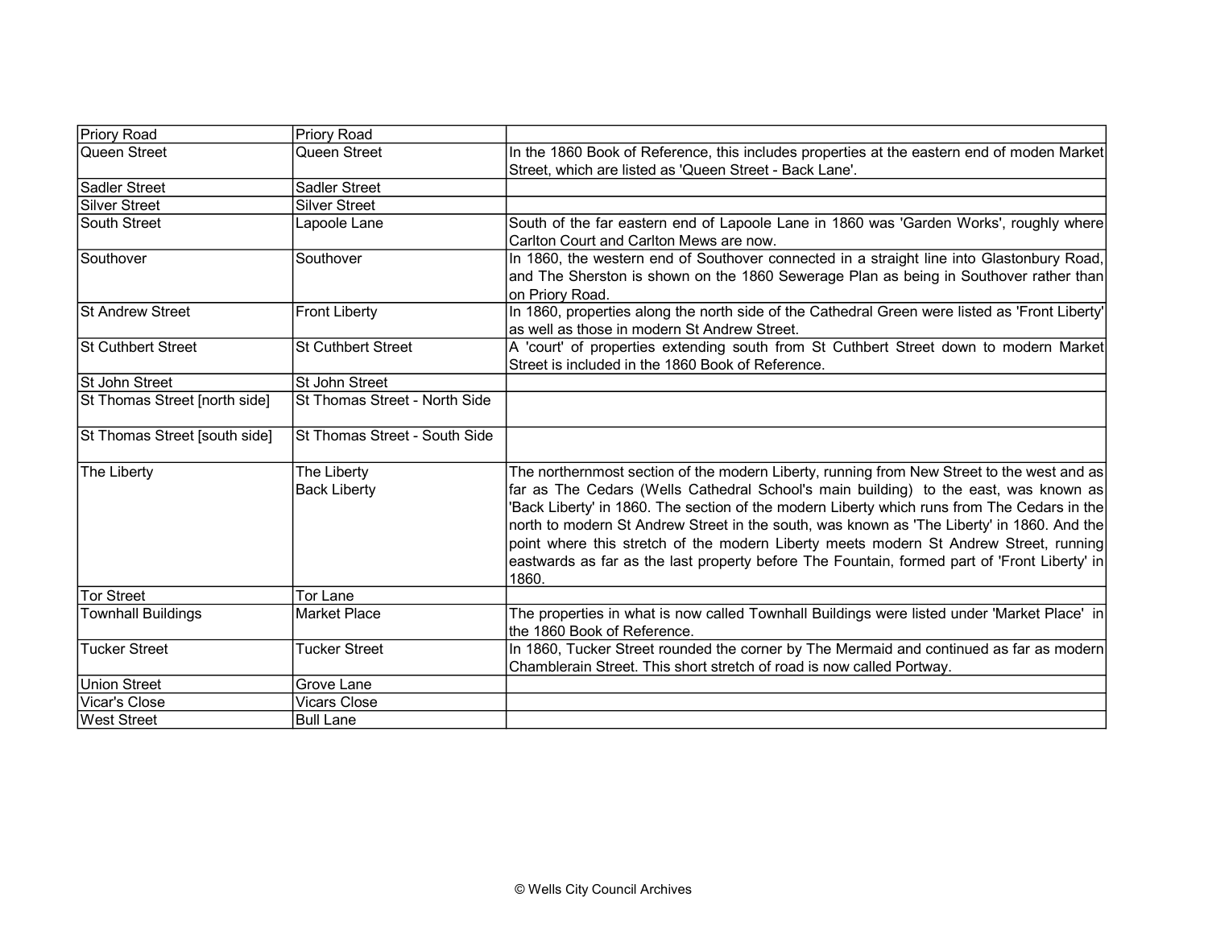| | | |
|---|---|---|
| Priory Road | Priory Road | |
| Queen Street | Queen Street | In the 1860 Book of Reference, this includes properties at the eastern end of moden Market Street, which are listed as 'Queen Street - Back Lane'. |
| Sadler Street | Sadler Street | |
| Silver Street | Silver Street | |
| South Street | Lapoole Lane | South of the far eastern end of Lapoole Lane in 1860 was 'Garden Works', roughly where Carlton Court and Carlton Mews are now. |
| Southover | Southover | In 1860, the western end of Southover connected in a straight line into Glastonbury Road, and The Sherston is shown on the 1860 Sewerage Plan as being in Southover rather than on Priory Road. |
| St Andrew Street | Front Liberty | In 1860, properties along the north side of the Cathedral Green were listed as 'Front Liberty' as well as those in modern St Andrew Street. |
| St Cuthbert Street | St Cuthbert Street | A 'court' of properties extending south from St Cuthbert Street down to modern Market Street is included in the 1860 Book of Reference. |
| St John Street | St John Street | |
| St Thomas Street [north side] | St Thomas Street - North Side | |
| St Thomas Street [south side] | St Thomas Street - South Side | |
| The Liberty | The Liberty<br>Back Liberty | The northernmost section of the modern Liberty, running from New Street to the west and as far as The Cedars (Wells Cathedral School's main building) to the east, was known as 'Back Liberty' in 1860. The section of the modern Liberty which runs from The Cedars in the north to modern St Andrew Street in the south, was known as 'The Liberty' in 1860. And the point where this stretch of the modern Liberty meets modern St Andrew Street, running eastwards as far as the last property before The Fountain, formed part of 'Front Liberty' in 1860. |
| Tor Street | Tor Lane | |
| Townhall Buildings | Market Place | The properties in what is now called Townhall Buildings were listed under 'Market Place' in the 1860 Book of Reference. |
| Tucker Street | Tucker Street | In 1860, Tucker Street rounded the corner by The Mermaid and continued as far as modern Chamblerain Street. This short stretch of road is now called Portway. |
| Union Street | Grove Lane | |
| Vicar's Close | Vicars Close | |
| West Street | Bull Lane | |

© Wells City Council Archives